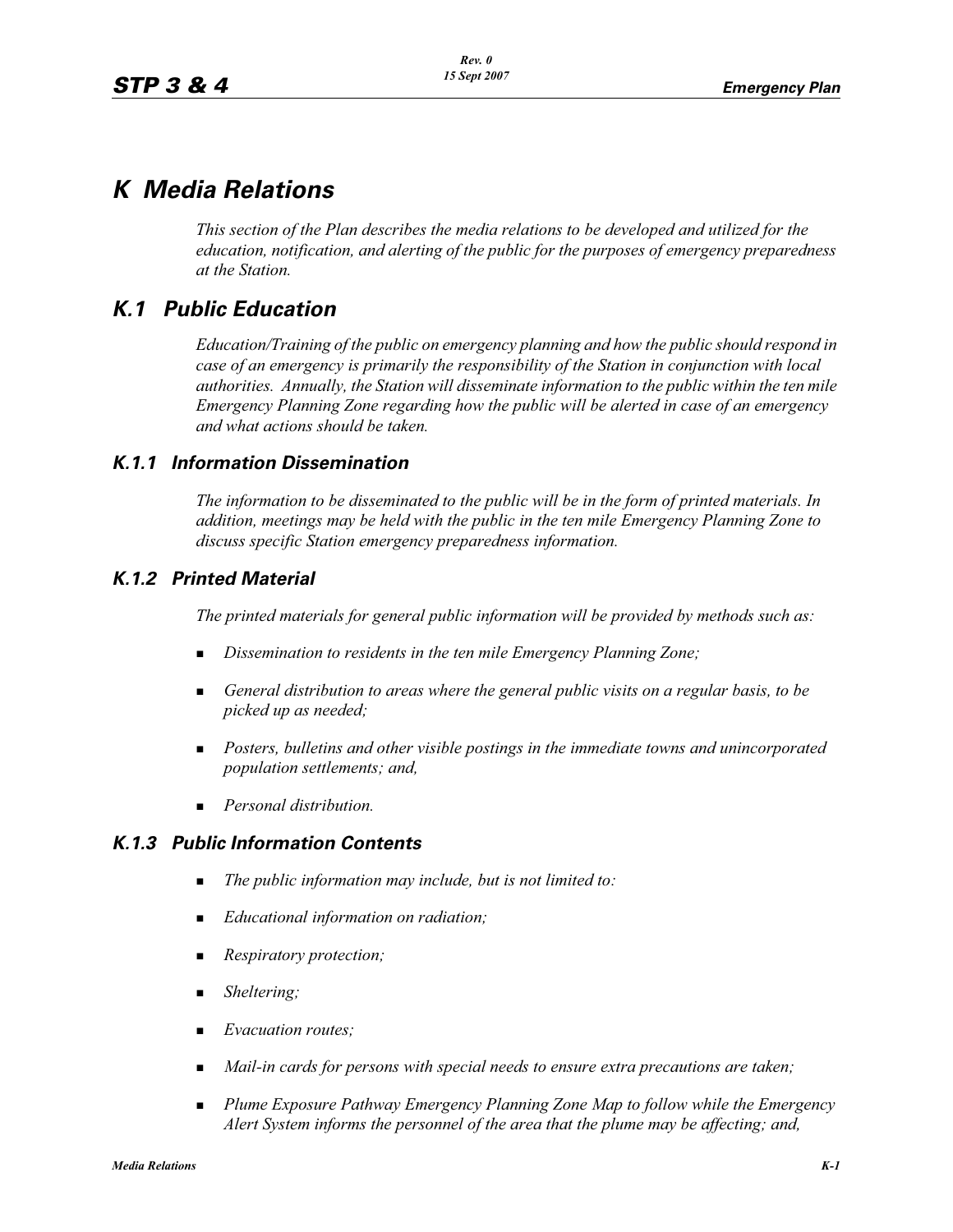# K Media Relations

*This section of the Plan describes the media relations to be developed and utilized for the education, notification, and alerting of the public for the purposes of emergency preparedness at the Station.*

## K.1 Public Education

*Education/Training of the public on emergency planning and how the public should respond in case of an emergency is primarily the responsibility of the Station in conjunction with local authorities. Annually, the Station will disseminate information to the public within the ten mile Emergency Planning Zone regarding how the public will be alerted in case of an emergency and what actions should be taken.*

### K.1.1 Information Dissemination

*The information to be disseminated to the public will be in the form of printed materials. In addition, meetings may be held with the public in the ten mile Emergency Planning Zone to discuss specific Station emergency preparedness information.*

### K.1.2 Printed Material

*The printed materials for general public information will be provided by methods such as:*

- *Dissemination to residents in the ten mile Emergency Planning Zone;*
- *General distribution to areas where the general public visits on a regular basis, to be picked up as needed;*
- *Posters, bulletins and other visible postings in the immediate towns and unincorporated population settlements; and,*
- *Personal distribution.*

### K.1.3 Public Information Contents

- *The public information may include, but is not limited to:*
- *Educational information on radiation;*
- *Respiratory protection;*
- *Sheltering;*
- *Evacuation routes;*
- *Mail-in cards for persons with special needs to ensure extra precautions are taken;*
- *Plume Exposure Pathway Emergency Planning Zone Map to follow while the Emergency Alert System informs the personnel of the area that the plume may be affecting; and,*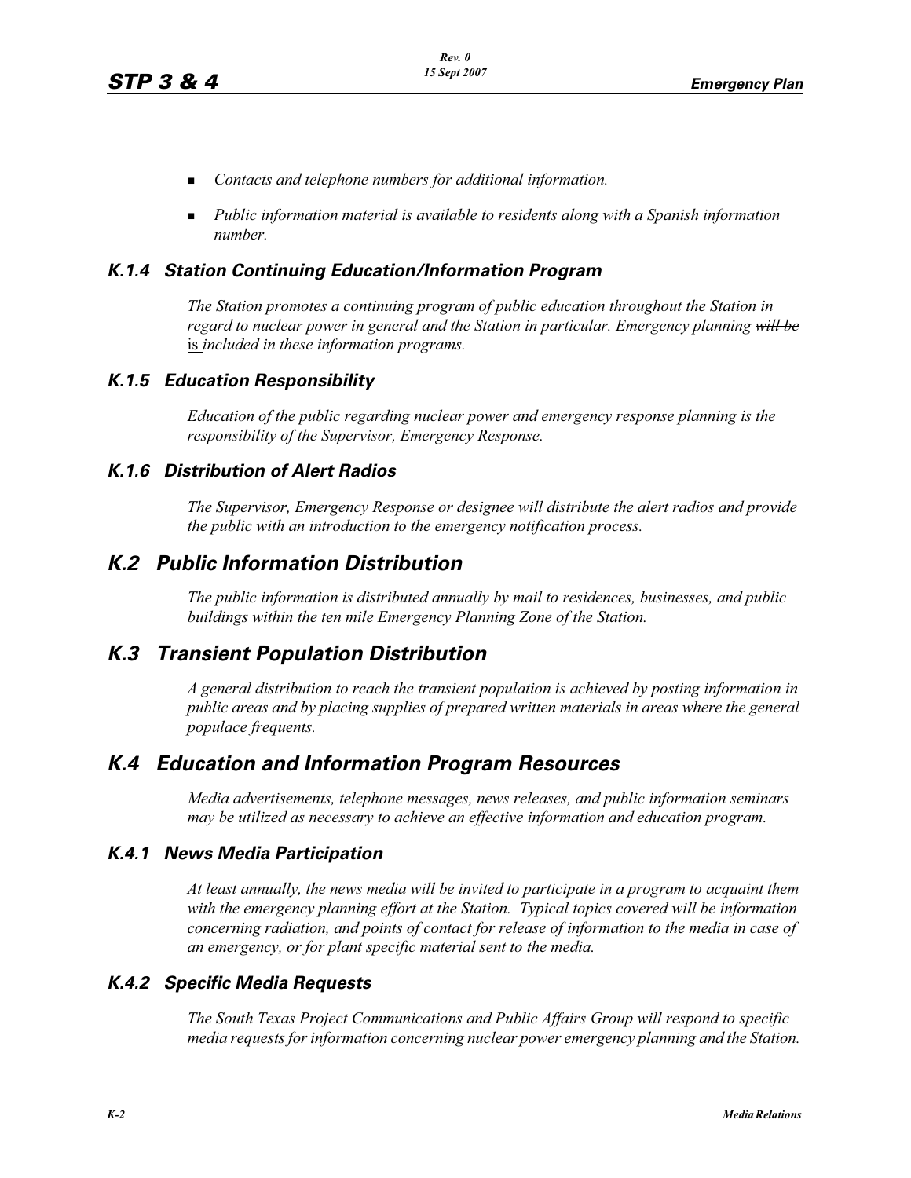- *Contacts and telephone numbers for additional information.*
- *Public information material is available to residents along with a Spanish information number.*

### *K.1.4 Station Continuing Education/Information Program*

*The Station promotes a continuing program of public education throughout the Station in regard to nuclear power in general and the Station in particular. Emergency planning* ~~*will be*~~ is *included in these information programs.*

### *K.1.5 Education Responsibility*

*Education of the public regarding nuclear power and emergency response planning is the responsibility of the Supervisor, Emergency Response.*

### *K.1.6 Distribution of Alert Radios*

*The Supervisor, Emergency Response or designee will distribute the alert radios and provide the public with an introduction to the emergency notification process.*

## *K.2 Public Information Distribution*

*The public information is distributed annually by mail to residences, businesses, and public buildings within the ten mile Emergency Planning Zone of the Station.*

## *K.3 Transient Population Distribution*

*A general distribution to reach the transient population is achieved by posting information in public areas and by placing supplies of prepared written materials in areas where the general populace frequents.*

## *K.4 Education and Information Program Resources*

*Media advertisements, telephone messages, news releases, and public information seminars may be utilized as necessary to achieve an effective information and education program.*

### *K.4.1 News Media Participation*

*At least annually, the news media will be invited to participate in a program to acquaint them with the emergency planning effort at the Station. Typical topics covered will be information concerning radiation, and points of contact for release of information to the media in case of an emergency, or for plant specific material sent to the media.*

### *K.4.2 Specific Media Requests*

*The South Texas Project Communications and Public Affairs Group will respond to specific media requests for information concerning nuclear power emergency planning and the Station.*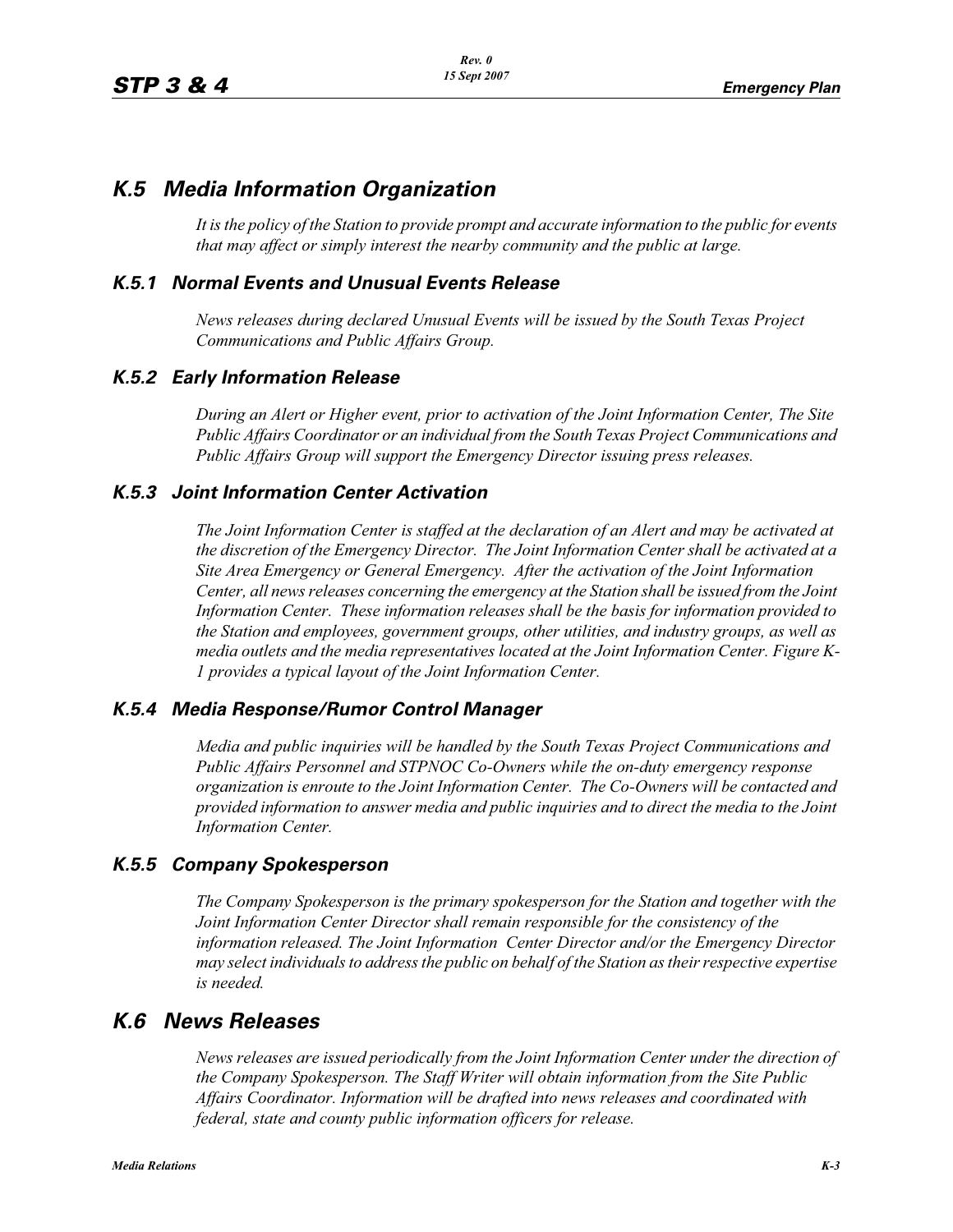## K.5 Media Information Organization

*It is the policy of the Station to provide prompt and accurate information to the public for events that may affect or simply interest the nearby community and the public at large.*

### K.5.1 Normal Events and Unusual Events Release

*News releases during declared Unusual Events will be issued by the South Texas Project Communications and Public Affairs Group.*

### K.5.2 Early Information Release

*During an Alert or Higher event, prior to activation of the Joint Information Center, The Site Public Affairs Coordinator or an individual from the South Texas Project Communications and Public Affairs Group will support the Emergency Director issuing press releases.*

### K.5.3 Joint Information Center Activation

*The Joint Information Center is staffed at the declaration of an Alert and may be activated at the discretion of the Emergency Director. The Joint Information Center shall be activated at a Site Area Emergency or General Emergency. After the activation of the Joint Information Center, all news releases concerning the emergency at the Station shall be issued from the Joint Information Center. These information releases shall be the basis for information provided to the Station and employees, government groups, other utilities, and industry groups, as well as media outlets and the media representatives located at the Joint Information Center. Figure K-1 provides a typical layout of the Joint Information Center.*

### K.5.4 Media Response/Rumor Control Manager

*Media and public inquiries will be handled by the South Texas Project Communications and Public Affairs Personnel and STPNOC Co-Owners while the on-duty emergency response organization is enroute to the Joint Information Center. The Co-Owners will be contacted and provided information to answer media and public inquiries and to direct the media to the Joint Information Center.*

### K.5.5 Company Spokesperson

*The Company Spokesperson is the primary spokesperson for the Station and together with the Joint Information Center Director shall remain responsible for the consistency of the information released. The Joint Information Center Director and/or the Emergency Director may select individuals to address the public on behalf of the Station as their respective expertise is needed.*

## K.6 News Releases

*News releases are issued periodically from the Joint Information Center under the direction of the Company Spokesperson. The Staff Writer will obtain information from the Site Public Affairs Coordinator. Information will be drafted into news releases and coordinated with federal, state and county public information officers for release.*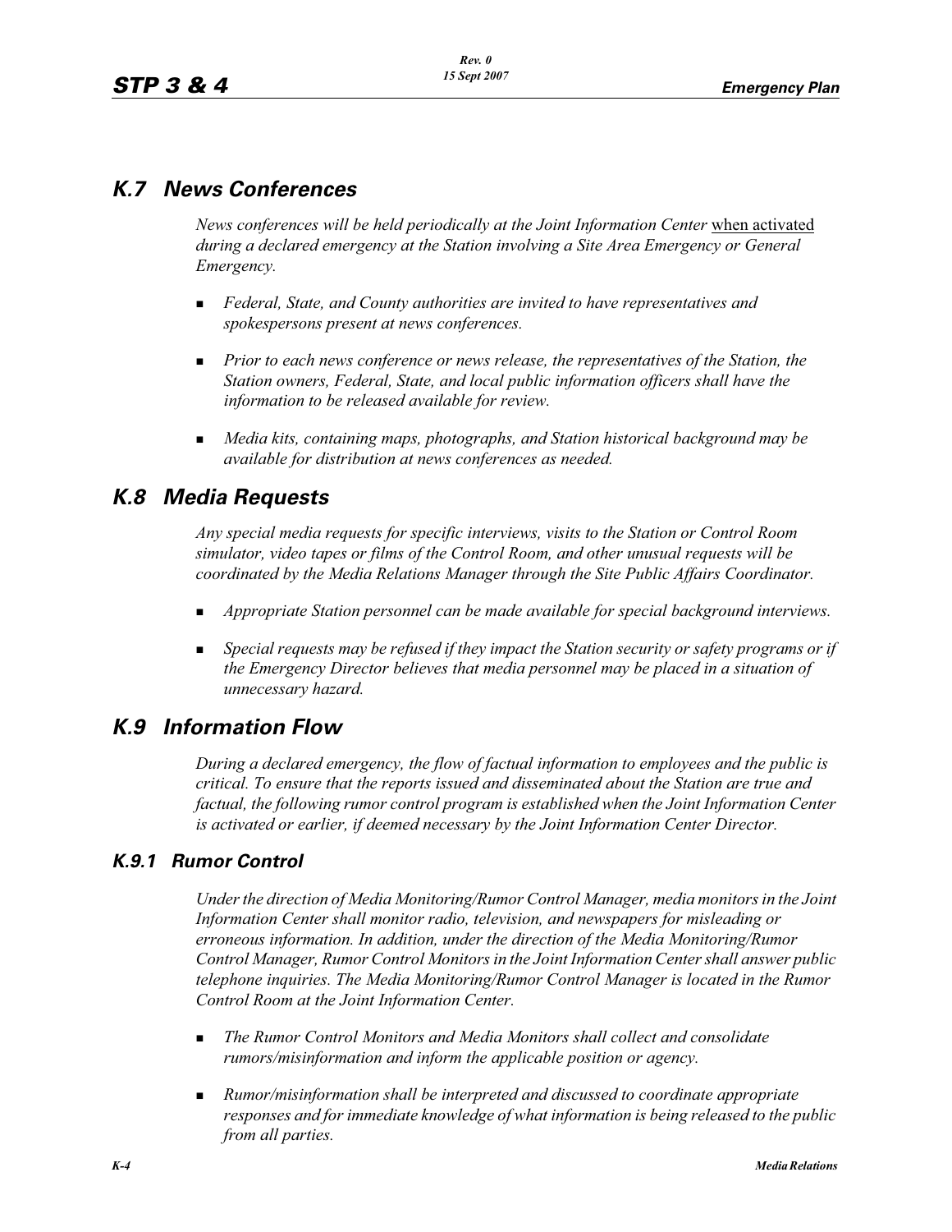## K.7 News Conferences

*News conferences will be held periodically at the Joint Information Center* <u>when activated</u> *during a declared emergency at the Station involving a Site Area Emergency or General Emergency.*

- *Federal, State, and County authorities are invited to have representatives and spokespersons present at news conferences.*
- *Prior to each news conference or news release, the representatives of the Station, the Station owners, Federal, State, and local public information officers shall have the information to be released available for review.*
- *Media kits, containing maps, photographs, and Station historical background may be available for distribution at news conferences as needed.*

## K.8 Media Requests

*Any special media requests for specific interviews, visits to the Station or Control Room simulator, video tapes or films of the Control Room, and other unusual requests will be coordinated by the Media Relations Manager through the Site Public Affairs Coordinator.*

- *Appropriate Station personnel can be made available for special background interviews.*
- *Special requests may be refused if they impact the Station security or safety programs or if the Emergency Director believes that media personnel may be placed in a situation of unnecessary hazard.*

## K.9 Information Flow

*During a declared emergency, the flow of factual information to employees and the public is critical. To ensure that the reports issued and disseminated about the Station are true and factual, the following rumor control program is established when the Joint Information Center is activated or earlier, if deemed necessary by the Joint Information Center Director.*

### K.9.1 Rumor Control

*Under the direction of Media Monitoring/Rumor Control Manager, media monitors in the Joint Information Center shall monitor radio, television, and newspapers for misleading or erroneous information. In addition, under the direction of the Media Monitoring/Rumor Control Manager, Rumor Control Monitors in the Joint Information Center shall answer public telephone inquiries. The Media Monitoring/Rumor Control Manager is located in the Rumor Control Room at the Joint Information Center.*

- *The Rumor Control Monitors and Media Monitors shall collect and consolidate rumors/misinformation and inform the applicable position or agency.*
- *Rumor/misinformation shall be interpreted and discussed to coordinate appropriate responses and for immediate knowledge of what information is being released to the public from all parties.*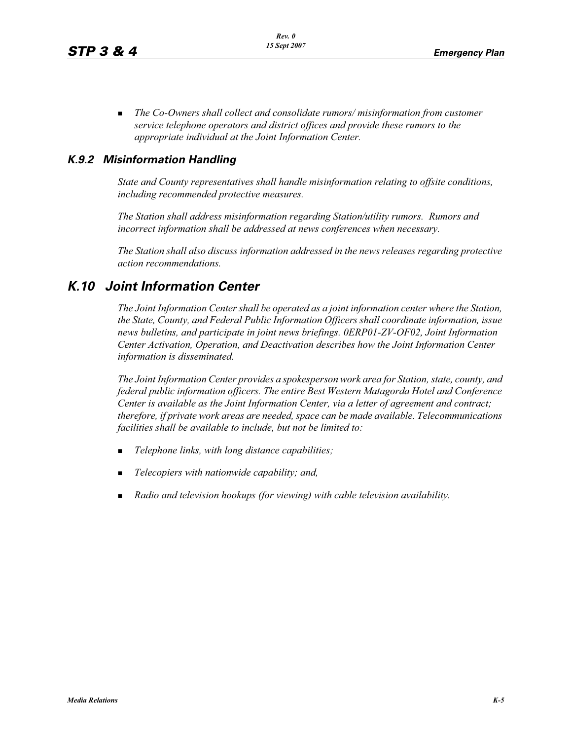- *The Co-Owners shall collect and consolidate rumors/ misinformation from customer service telephone operators and district offices and provide these rumors to the appropriate individual at the Joint Information Center.*

### K.9.2 Misinformation Handling

*State and County representatives shall handle misinformation relating to offsite conditions, including recommended protective measures.*

*The Station shall address misinformation regarding Station/utility rumors. Rumors and incorrect information shall be addressed at news conferences when necessary.*

*The Station shall also discuss information addressed in the news releases regarding protective action recommendations.*

## K.10 Joint Information Center

*The Joint Information Center shall be operated as a joint information center where the Station, the State, County, and Federal Public Information Officers shall coordinate information, issue news bulletins, and participate in joint news briefings. 0ERP01-ZV-OF02, Joint Information Center Activation, Operation, and Deactivation describes how the Joint Information Center information is disseminated.*

*The Joint Information Center provides a spokesperson work area for Station, state, county, and federal public information officers. The entire Best Western Matagorda Hotel and Conference Center is available as the Joint Information Center, via a letter of agreement and contract; therefore, if private work areas are needed, space can be made available. Telecommunications facilities shall be available to include, but not be limited to:*

- *Telephone links, with long distance capabilities;*
- *Telecopiers with nationwide capability; and,*
- *Radio and television hookups (for viewing) with cable television availability.*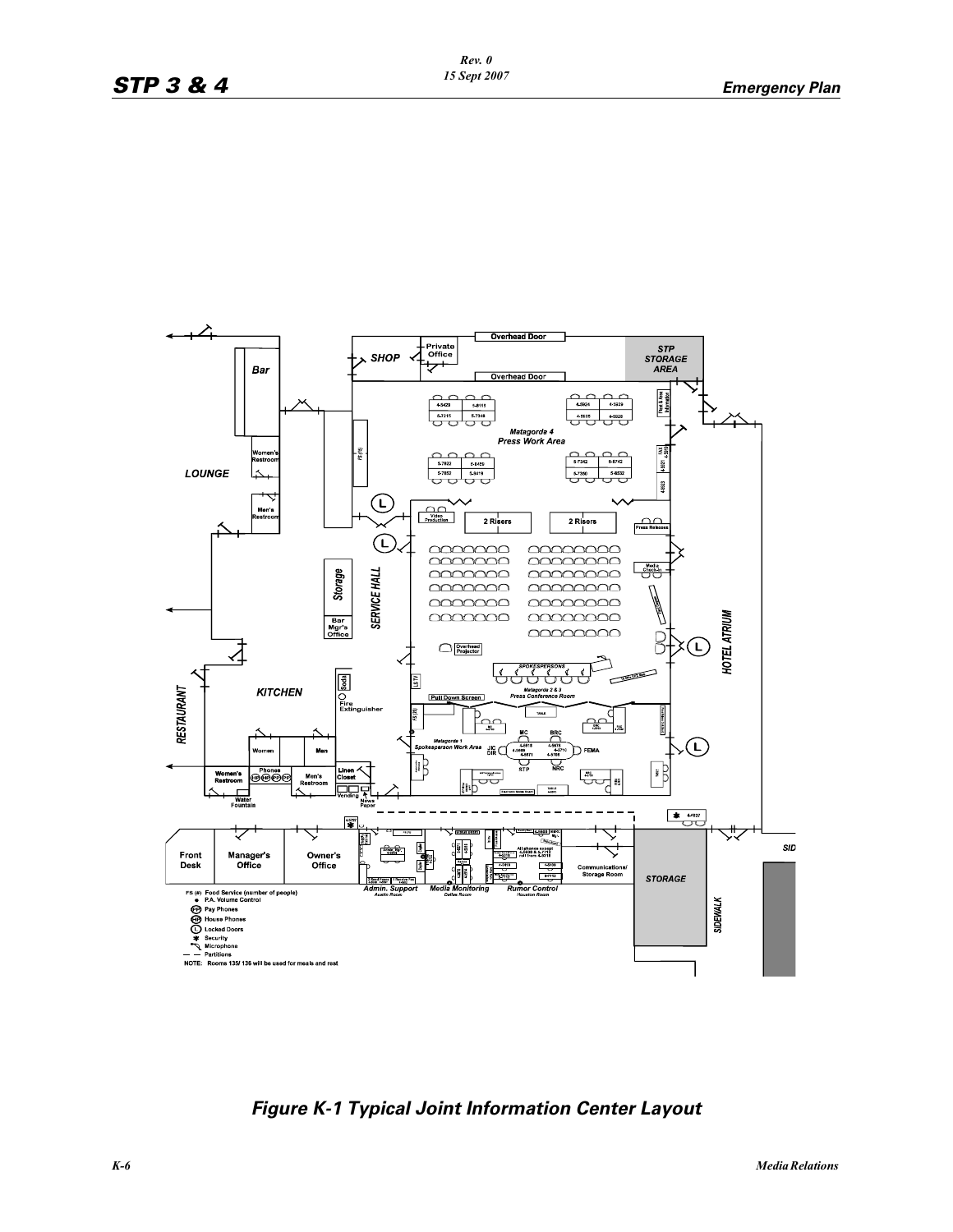Overhead Door

Private Office

SHOP

STP STORAGE AREA

Overhead Door

Bar

LOUNGE

Women's Restroom

Men's Restroom

Matagorda 4
Press Work Area

Video Production

2 Risers

2 Risers

Press Release

Media Check-in

Storage

Bar Mgr's Office

SERVICE HALL

HOTEL ATRIUM

Overhead Projector

SPOKESPERSONS

KITCHEN

Soda

Fire Extinguisher

Pull Down Screen

Matagorda 2 & 3
Press Conference Room

RESTAURANT

Matagorda 1
Spokesperson Work Area

MC

BRC

JIC DIR

FEMA

STP

NRC

Women

Men

Women's Restroom

Phones

Men's Restroom

Linen Closet

Vending

News Paper

Water Fountain

Front Desk

Manager's Office

Owner's Office

Admin. Support
Austin Room

Media Monitoring
Dallas Room

Rumor Control
Houston Room

All phones except 4-5608 & 4-7113 roll from 4-5618

Communications/ Storage Room

STORAGE

SIDEWALK

FS (#) Food Service (number of people)
• P.A. Volume Control
PP Pay Phones
HP House Phones
L Locked Doors
* Security
Microphone
— Partitions
NOTE: Rooms 135/136 will be used for meals and rest

*Figure K-1 Typical Joint Information Center Layout*